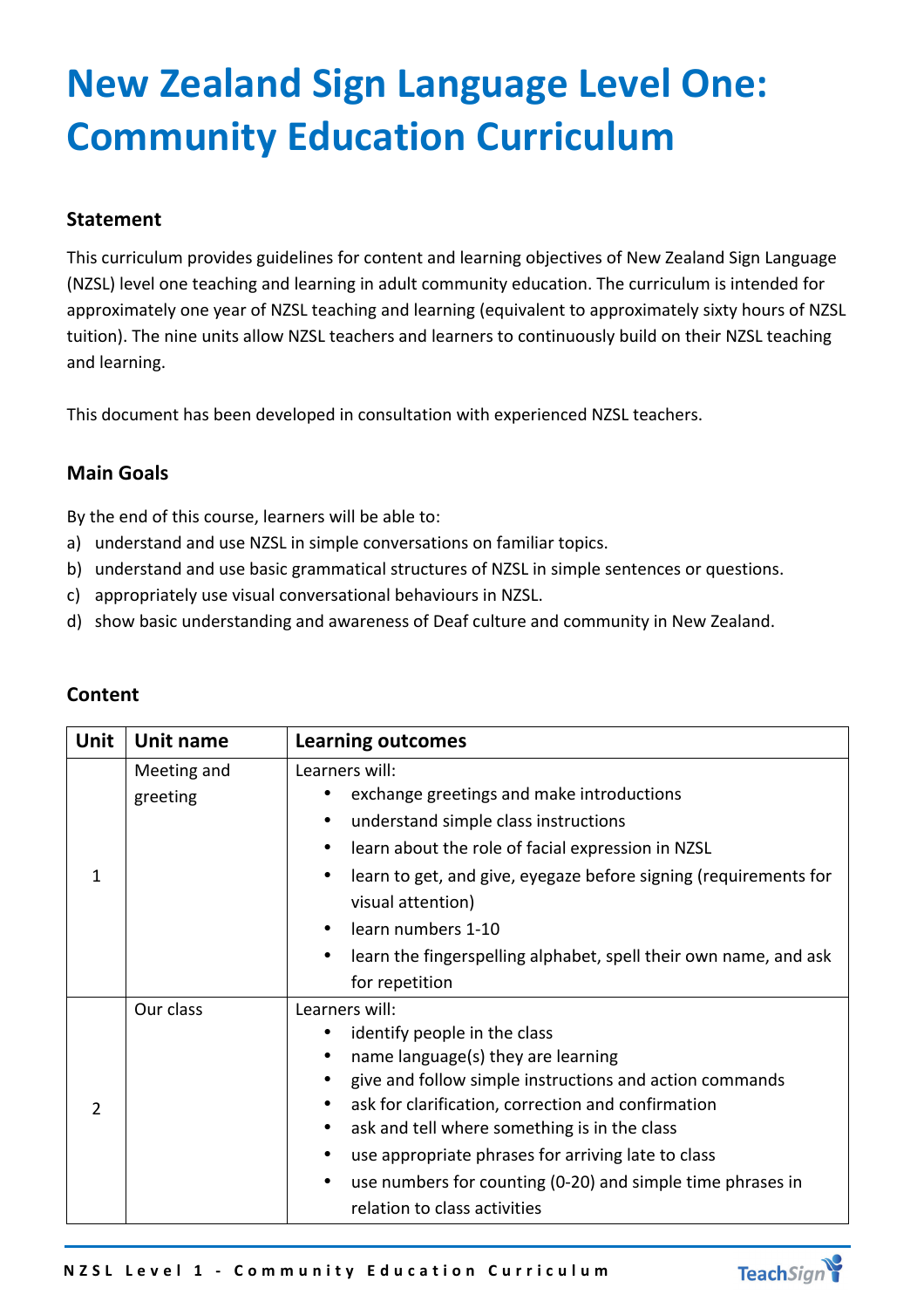# New Zealand Sign Language Level One: Community Education Curriculum

### Statement

This curriculum provides guidelines for content and learning objectives of New Zealand Sign Language (NZSL) level one teaching and learning in adult community education. The curriculum is intended for approximately one year of NZSL teaching and learning (equivalent to approximately sixty hours of NZSL tuition). The nine units allow NZSL teachers and learners to continuously build on their NZSL teaching and learning.

This document has been developed in consultation with experienced NZSL teachers.

### Main Goals

By the end of this course, learners will be able to:

a) understand and use NZSL in simple conversations on familiar topics.
b) understand and use basic grammatical structures of NZSL in simple sentences or questions.
c) appropriately use visual conversational behaviours in NZSL.
d) show basic understanding and awareness of Deaf culture and community in New Zealand.

### Content

| Unit | Unit name | Learning outcomes |
|---|---|---|
| 1 | Meeting and greeting | Learners will:<br>• exchange greetings and make introductions<br>• understand simple class instructions<br>• learn about the role of facial expression in NZSL<br>• learn to get, and give, eyegaze before signing (requirements for visual attention)<br>• learn numbers 1-10<br>• learn the fingerspelling alphabet, spell their own name, and ask for repetition |
| 2 | Our class | Learners will:<br>• identify people in the class<br>• name language(s) they are learning<br>• give and follow simple instructions and action commands<br>• ask for clarification, correction and confirmation<br>• ask and tell where something is in the class<br>• use appropriate phrases for arriving late to class<br>• use numbers for counting (0-20) and simple time phrases in relation to class activities |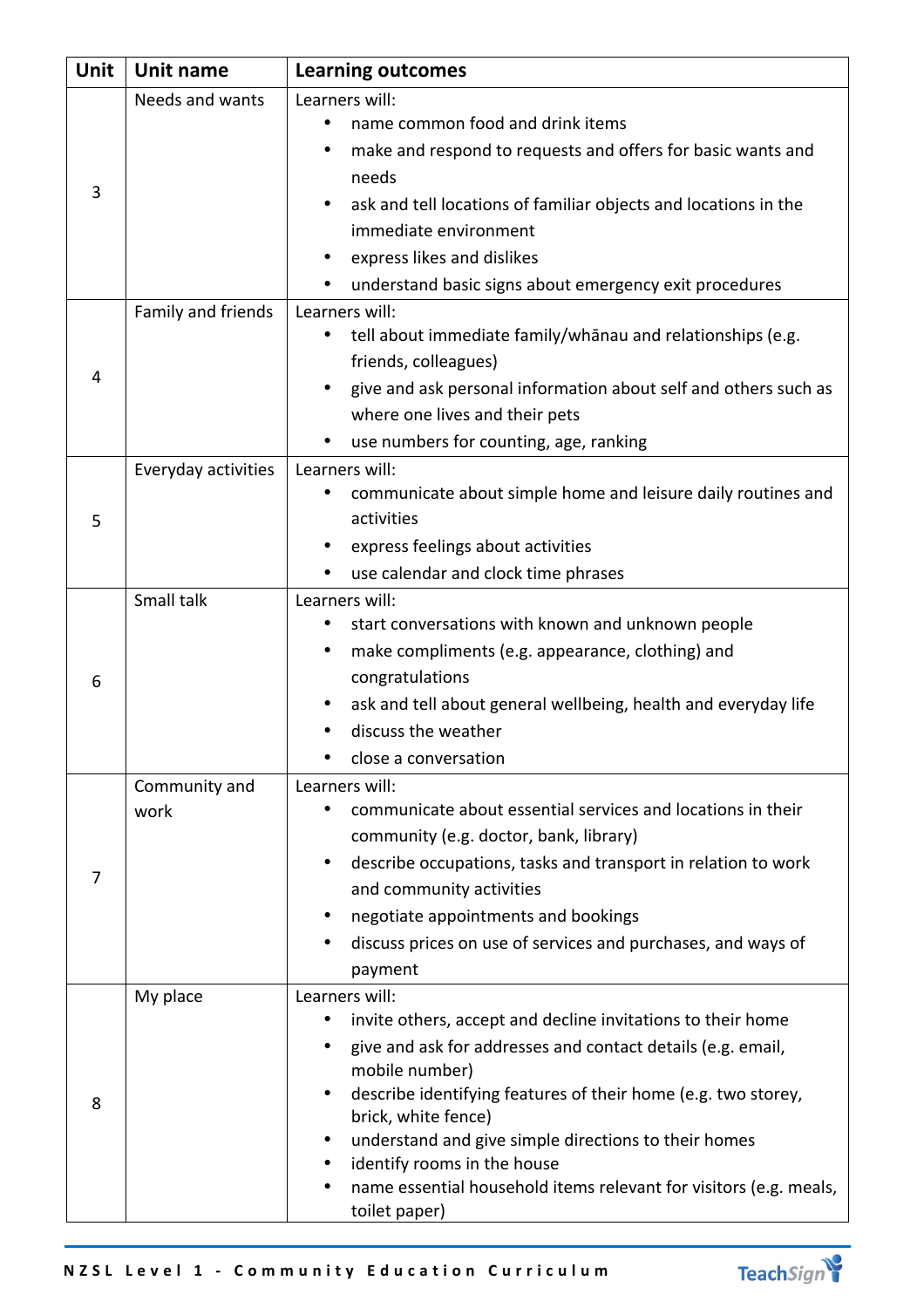| Unit | Unit name | Learning outcomes |
|---|---|---|
| 3 | Needs and wants | Learners will:<br>• name common food and drink items<br>• make and respond to requests and offers for basic wants and needs<br>• ask and tell locations of familiar objects and locations in the immediate environment<br>• express likes and dislikes<br>• understand basic signs about emergency exit procedures |
| 4 | Family and friends | Learners will:<br>• tell about immediate family/whānau and relationships (e.g. friends, colleagues)<br>• give and ask personal information about self and others such as where one lives and their pets<br>• use numbers for counting, age, ranking |
| 5 | Everyday activities | Learners will:<br>• communicate about simple home and leisure daily routines and activities<br>• express feelings about activities<br>• use calendar and clock time phrases |
| 6 | Small talk | Learners will:<br>• start conversations with known and unknown people<br>• make compliments (e.g. appearance, clothing) and congratulations<br>• ask and tell about general wellbeing, health and everyday life<br>• discuss the weather<br>• close a conversation |
| 7 | Community and work | Learners will:<br>• communicate about essential services and locations in their community (e.g. doctor, bank, library)<br>• describe occupations, tasks and transport in relation to work and community activities<br>• negotiate appointments and bookings<br>• discuss prices on use of services and purchases, and ways of payment |
| 8 | My place | Learners will:<br>• invite others, accept and decline invitations to their home<br>• give and ask for addresses and contact details (e.g. email, mobile number)<br>• describe identifying features of their home (e.g. two storey, brick, white fence)<br>• understand and give simple directions to their homes<br>• identify rooms in the house<br>• name essential household items relevant for visitors (e.g. meals, toilet paper) |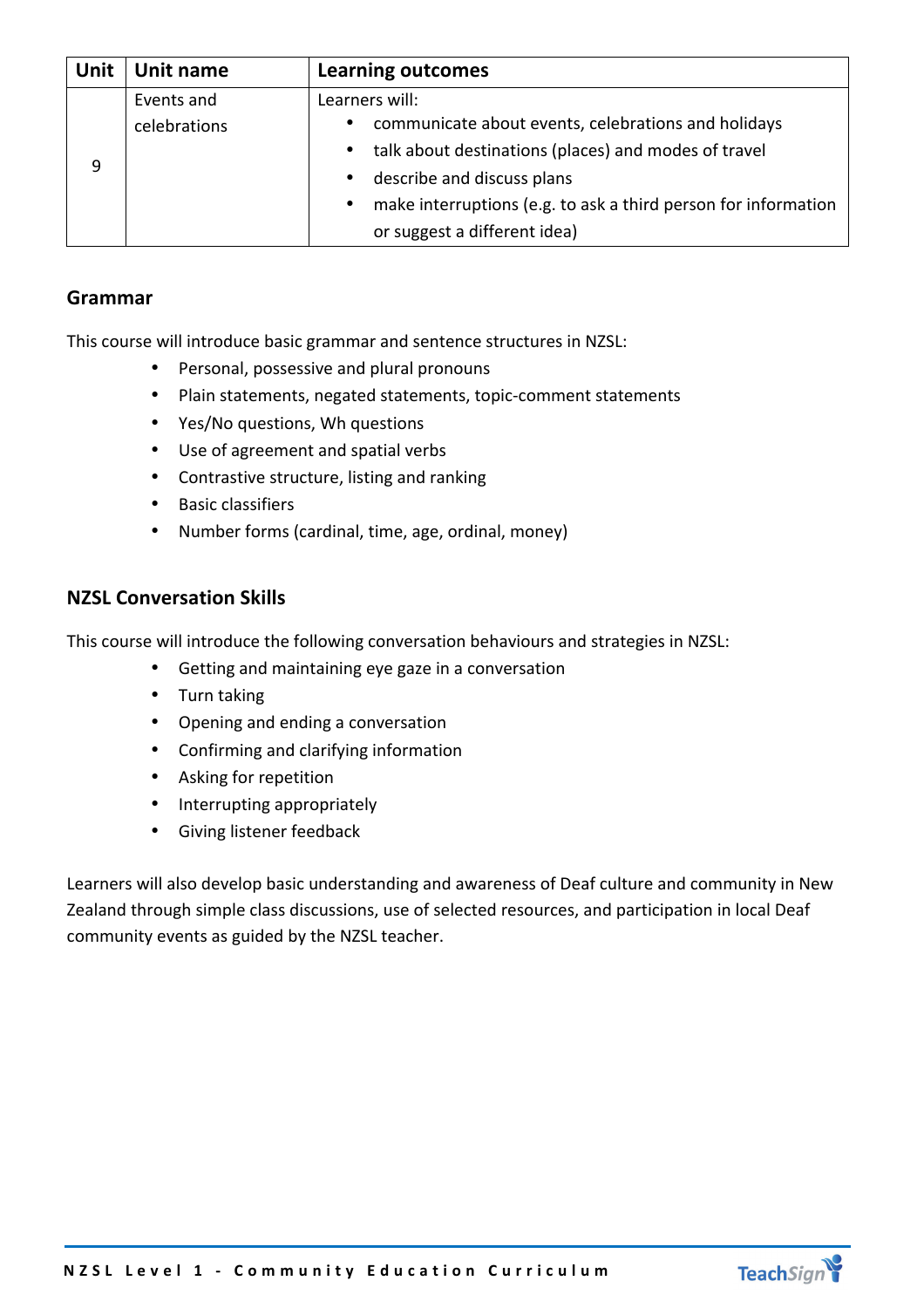| Unit | Unit name | Learning outcomes |
|---|---|---|
| 9 | Events and celebrations | Learners will:<br>• communicate about events, celebrations and holidays<br>• talk about destinations (places) and modes of travel<br>• describe and discuss plans<br>• make interruptions (e.g. to ask a third person for information or suggest a different idea) |

## Grammar

This course will introduce basic grammar and sentence structures in NZSL:

- Personal, possessive and plural pronouns
- Plain statements, negated statements, topic-comment statements
- Yes/No questions, Wh questions
- Use of agreement and spatial verbs
- Contrastive structure, listing and ranking
- Basic classifiers
- Number forms (cardinal, time, age, ordinal, money)

## NZSL Conversation Skills

This course will introduce the following conversation behaviours and strategies in NZSL:

- Getting and maintaining eye gaze in a conversation
- Turn taking
- Opening and ending a conversation
- Confirming and clarifying information
- Asking for repetition
- Interrupting appropriately
- Giving listener feedback

Learners will also develop basic understanding and awareness of Deaf culture and community in New Zealand through simple class discussions, use of selected resources, and participation in local Deaf community events as guided by the NZSL teacher.